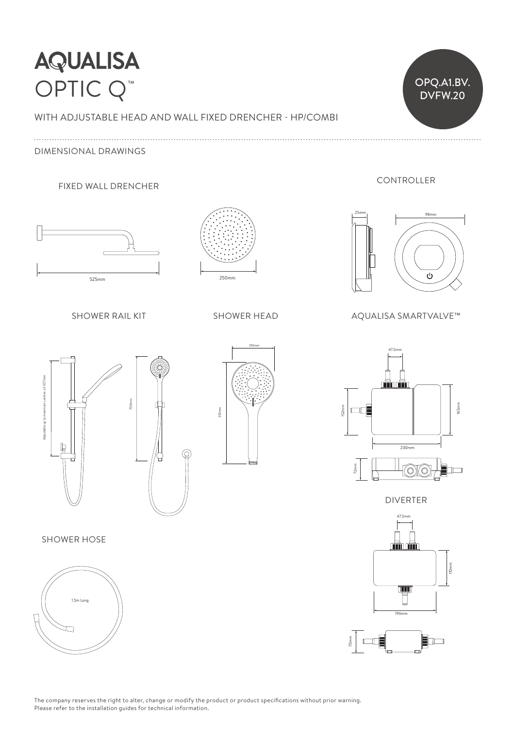# AQUALISA

## OPTIC Q™

OPQ.A1.BV.DVFW.20

WITH ADJUSTABLE HEAD AND WALL FIXED DRENCHER - HP/COMBI

DIMENSIONAL DRAWINGS

### FIXED WALL DRENCHER

525mm

250mm

### CONTROLLER

25mm

98mm

### SHOWER RAIL KIT

Adjustable up to maximum centres of 657mm

700mm

### SHOWER HEAD

130mm

310mm

### AQUALISA SMARTVALVE™

47.5mm

152mm

165mm

230mm

72mm

### DIVERTER

47.5mm

110mm

196mm

70mm

### SHOWER HOSE

1.5m Long

The company reserves the right to alter, change or modify the product or product specifications without prior warning.
Please refer to the installation guides for technical information.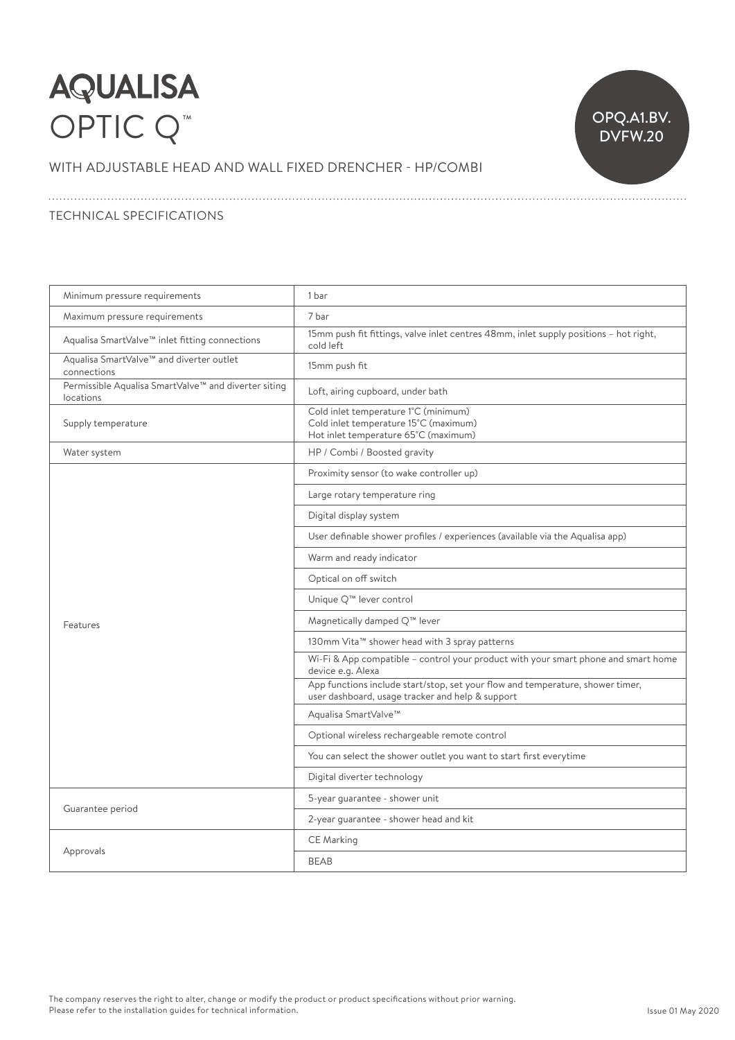# AQUALISA

## OPTIC Q™

OPQ.A1.BV.DVFW.20

WITH ADJUSTABLE HEAD AND WALL FIXED DRENCHER - HP/COMBI

TECHNICAL SPECIFICATIONS

| | |
|---|---|
| Minimum pressure requirements | 1 bar |
| Maximum pressure requirements | 7 bar |
| Aqualisa SmartValve™ inlet fitting connections | 15mm push fit fittings, valve inlet centres 48mm, inlet supply positions – hot right, cold left |
| Aqualisa SmartValve™ and diverter outlet connections | 15mm push fit |
| Permissible Aqualisa SmartValve™ and diverter siting locations | Loft, airing cupboard, under bath |
| Supply temperature | Cold inlet temperature 1°C (minimum)<br>Cold inlet temperature 15°C (maximum)<br>Hot inlet temperature 65°C (maximum) |
| Water system | HP / Combi / Boosted gravity |
| Features | Proximity sensor (to wake controller up) |
| | Large rotary temperature ring |
| | Digital display system |
| | User definable shower profiles / experiences (available via the Aqualisa app) |
| | Warm and ready indicator |
| | Optical on off switch |
| | Unique Q™ lever control |
| | Magnetically damped Q™ lever |
| | 130mm Vita™ shower head with 3 spray patterns |
| | Wi-Fi & App compatible – control your product with your smart phone and smart home device e.g. Alexa |
| | App functions include start/stop, set your flow and temperature, shower timer, user dashboard, usage tracker and help & support |
| | Aqualisa SmartValve™ |
| | Optional wireless rechargeable remote control |
| | You can select the shower outlet you want to start first everytime |
| | Digital diverter technology |
| Guarantee period | 5-year guarantee - shower unit |
| | 2-year guarantee - shower head and kit |
| Approvals | CE Marking |
| | BEAB |

The company reserves the right to alter, change or modify the product or product specifications without prior warning.
Please refer to the installation guides for technical information.

Issue 01 May 2020